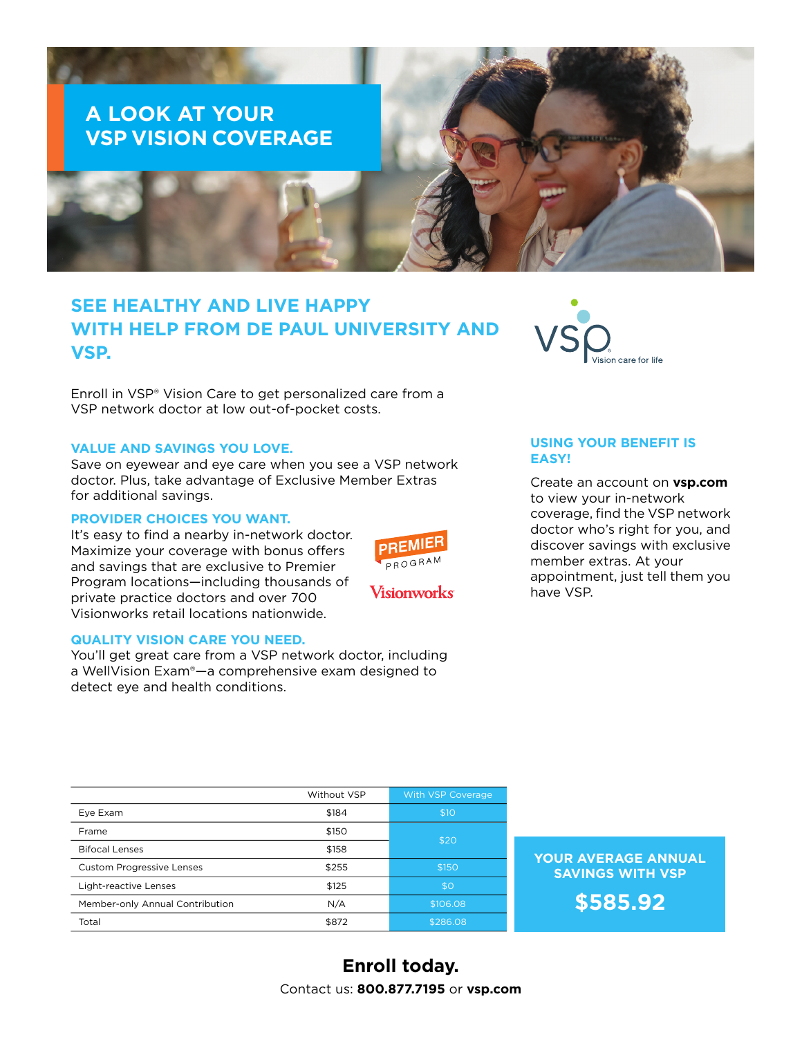# A LOOK AT YOUR VSP VISION COVERAGE

## SEE HEALTHY AND LIVE HAPPY WITH HELP FROM DE PAUL UNIVERSITY AND VSP.

Vision care for life

Enroll in VSP® Vision Care to get personalized care from a VSP network doctor at low out-of-pocket costs.

### VALUE AND SAVINGS YOU LOVE.

Save on eyewear and eye care when you see a VSP network doctor. Plus, take advantage of Exclusive Member Extras for additional savings.

### PROVIDER CHOICES YOU WANT.

It's easy to find a nearby in-network doctor. Maximize your coverage with bonus offers and savings that are exclusive to Premier Program locations—including thousands of private practice doctors and over 700 Visionworks retail locations nationwide.

PREMIER PROGRAM

Visionworks

### QUALITY VISION CARE YOU NEED.

You'll get great care from a VSP network doctor, including a WellVision Exam®—a comprehensive exam designed to detect eye and health conditions.

### USING YOUR BENEFIT IS EASY!

Create an account on **vsp.com** to view your in-network coverage, find the VSP network doctor who's right for you, and discover savings with exclusive member extras. At your appointment, just tell them you have VSP.

| | Without VSP | With VSP Coverage |
|---|---|---|
| Eye Exam | $184 | $10 |
| Frame | $150 | $20 |
| Bifocal Lenses | $158 | |
| Custom Progressive Lenses | $255 | $150 |
| Light-reactive Lenses | $125 | $0 |
| Member-only Annual Contribution | N/A | $106.08 |
| Total | $872 | $286.08 |

**YOUR AVERAGE ANNUAL SAVINGS WITH VSP**

**$585.92**

**Enroll today.**

Contact us: **800.877.7195** or **vsp.com**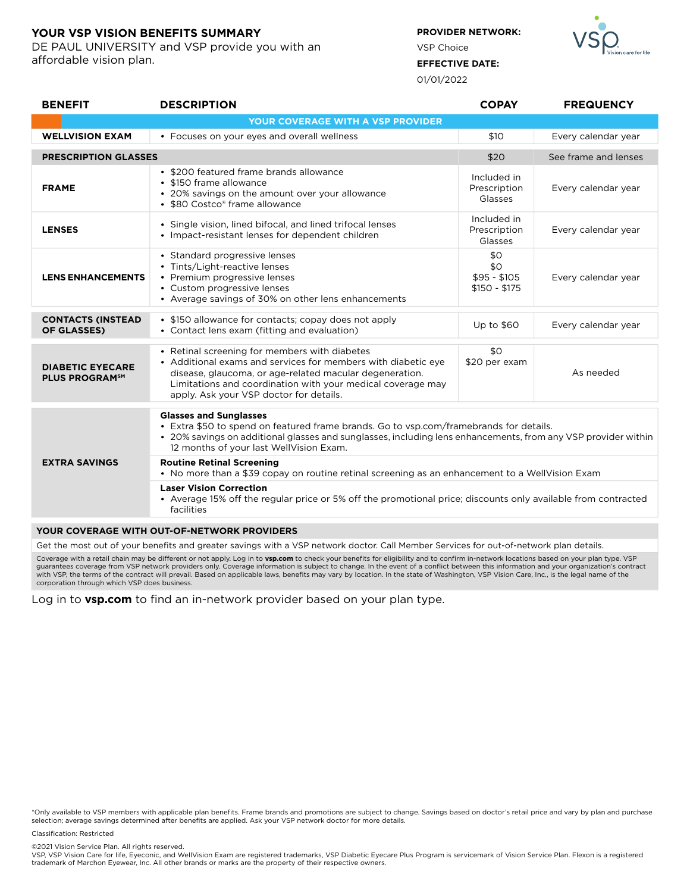## YOUR VSP VISION BENEFITS SUMMARY

DE PAUL UNIVERSITY and VSP provide you with an affordable vision plan.

**PROVIDER NETWORK:**
VSP Choice

**EFFECTIVE DATE:**
01/01/2022

| BENEFIT | DESCRIPTION | COPAY | FREQUENCY |
|---|---|---|---|
| | **YOUR COVERAGE WITH A VSP PROVIDER** | | |
| **WELLVISION EXAM** | • Focuses on your eyes and overall wellness | $10 | Every calendar year |
| **PRESCRIPTION GLASSES** | | $20 | See frame and lenses |
| **FRAME** | • $200 featured frame brands allowance<br>• $150 frame allowance<br>• 20% savings on the amount over your allowance<br>• $80 Costco® frame allowance | Included in Prescription Glasses | Every calendar year |
| **LENSES** | • Single vision, lined bifocal, and lined trifocal lenses<br>• Impact-resistant lenses for dependent children | Included in Prescription Glasses | Every calendar year |
| **LENS ENHANCEMENTS** | • Standard progressive lenses<br>• Tints/Light-reactive lenses<br>• Premium progressive lenses<br>• Custom progressive lenses<br>• Average savings of 30% on other lens enhancements | $0<br>$0<br>$95 - $105<br>$150 - $175 | Every calendar year |
| **CONTACTS (INSTEAD OF GLASSES)** | • $150 allowance for contacts; copay does not apply<br>• Contact lens exam (fitting and evaluation) | Up to $60 | Every calendar year |
| **DIABETIC EYECARE PLUS PROGRAM℠** | • Retinal screening for members with diabetes<br>• Additional exams and services for members with diabetic eye disease, glaucoma, or age-related macular degeneration. Limitations and coordination with your medical coverage may apply. Ask your VSP doctor for details. | $0<br>$20 per exam | As needed |
| **EXTRA SAVINGS** | **Glasses and Sunglasses**<br>• Extra $50 to spend on featured frame brands. Go to vsp.com/framebrands for details.<br>• 20% savings on additional glasses and sunglasses, including lens enhancements, from any VSP provider within 12 months of your last WellVision Exam.<br>**Routine Retinal Screening**<br>• No more than a $39 copay on routine retinal screening as an enhancement to a WellVision Exam<br>**Laser Vision Correction**<br>• Average 15% off the regular price or 5% off the promotional price; discounts only available from contracted facilities | | |

**YOUR COVERAGE WITH OUT-OF-NETWORK PROVIDERS**

Get the most out of your benefits and greater savings with a VSP network doctor. Call Member Services for out-of-network plan details.

Coverage with a retail chain may be different or not apply. Log in to **vsp.com** to check your benefits for eligibility and to confirm in-network locations based on your plan type. VSP guarantees coverage from VSP network providers only. Coverage information is subject to change. In the event of a conflict between this information and your organization's contract with VSP, the terms of the contract will prevail. Based on applicable laws, benefits may vary by location. In the state of Washington, VSP Vision Care, Inc., is the legal name of the corporation through which VSP does business.

Log in to **vsp.com** to find an in-network provider based on your plan type.

*Only available to VSP members with applicable plan benefits. Frame brands and promotions are subject to change. Savings based on doctor's retail price and vary by plan and purchase selection; average savings determined after benefits are applied. Ask your VSP network doctor for more details.

Classification: Restricted

©2021 Vision Service Plan. All rights reserved.
VSP, VSP Vision Care for life, Eyeconic, and WellVision Exam are registered trademarks, VSP Diabetic Eyecare Plus Program is servicemark of Vision Service Plan. Flexon is a registered trademark of Marchon Eyewear, Inc. All other brands or marks are the property of their respective owners.